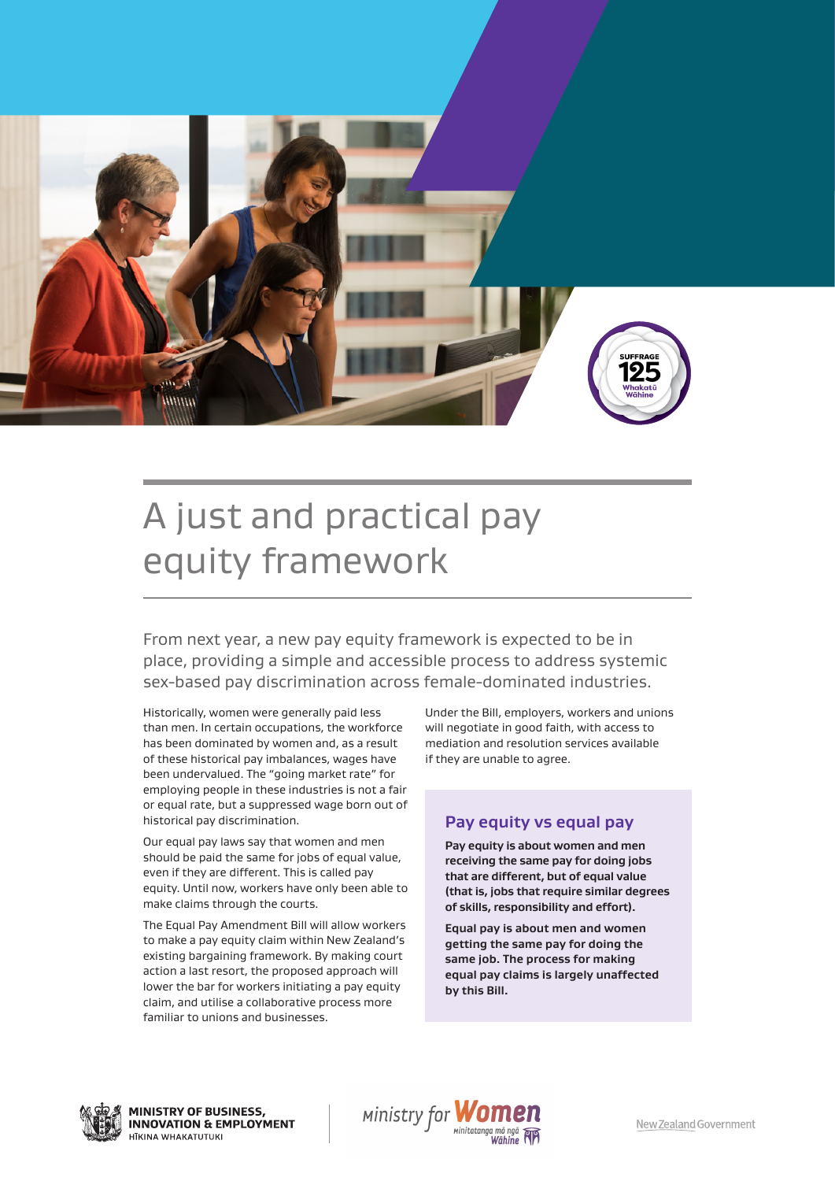# A just and practical pay equity framework

From next year, a new pay equity framework is expected to be in place, providing a simple and accessible process to address systemic sex-based pay discrimination across female-dominated industries.

Historically, women were generally paid less than men. In certain occupations, the workforce has been dominated by women and, as a result of these historical pay imbalances, wages have been undervalued. The "going market rate" for employing people in these industries is not a fair or equal rate, but a suppressed wage born out of historical pay discrimination.

Our equal pay laws say that women and men should be paid the same for jobs of equal value, even if they are different. This is called pay equity. Until now, workers have only been able to make claims through the courts.

The Equal Pay Amendment Bill will allow workers to make a pay equity claim within New Zealand's existing bargaining framework. By making court action a last resort, the proposed approach will lower the bar for workers initiating a pay equity claim, and utilise a collaborative process more familiar to unions and businesses.

Under the Bill, employers, workers and unions will negotiate in good faith, with access to mediation and resolution services available if they are unable to agree.

## Pay equity vs equal pay

**Pay equity is about women and men receiving the same pay for doing jobs that are different, but of equal value (that is, jobs that require similar degrees of skills, responsibility and effort).**

**Equal pay is about men and women getting the same pay for doing the same job. The process for making equal pay claims is largely unaffected by this Bill.**

MINISTRY OF BUSINESS, INNOVATION & EMPLOYMENT
HĪKINA WHAKATUTUKI

Ministry for Women
Minitatanga mō ngā Wāhine

New Zealand Government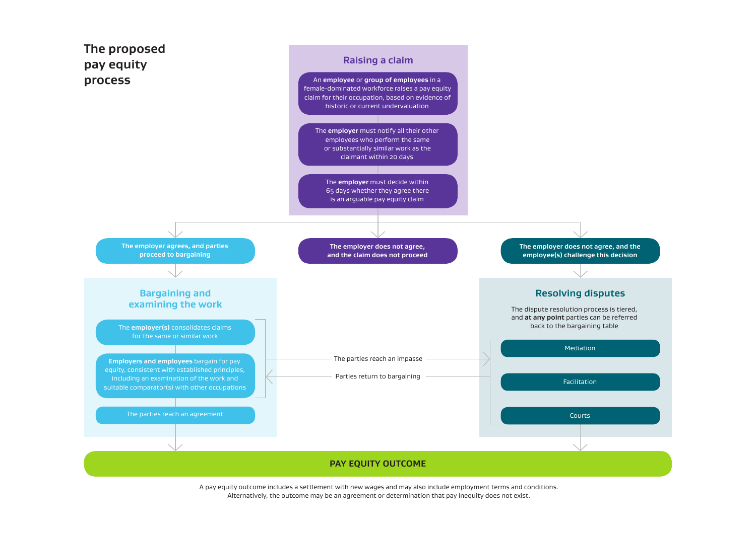# The proposed pay equity process

## Raising a claim

An **employee** or **group of employees** in a female-dominated workforce raises a pay equity claim for their occupation, based on evidence of historic or current undervaluation

The **employer** must notify all their other employees who perform the same or substantially similar work as the claimant within 20 days

The **employer** must decide within 65 days whether they agree there is an arguable pay equity claim

- **The employer agrees, and parties proceed to bargaining**
- **The employer does not agree, and the claim does not proceed**
- **The employer does not agree, and the employee(s) challenge this decision**

## Bargaining and examining the work

The **employer(s)** consolidates claims for the same or similar work

**Employers and employees** bargain for pay equity, consistent with established principles, including an examination of the work and suitable comparator(s) with other occupations

The parties reach an agreement

The parties reach an impasse → Resolving disputes

Parties return to bargaining ← Resolving disputes

## Resolving disputes

The dispute resolution process is tiered, and **at any point** parties can be referred back to the bargaining table

- Mediation
- Facilitation
- Courts

## PAY EQUITY OUTCOME

A pay equity outcome includes a settlement with new wages and may also include employment terms and conditions. Alternatively, the outcome may be an agreement or determination that pay inequity does not exist.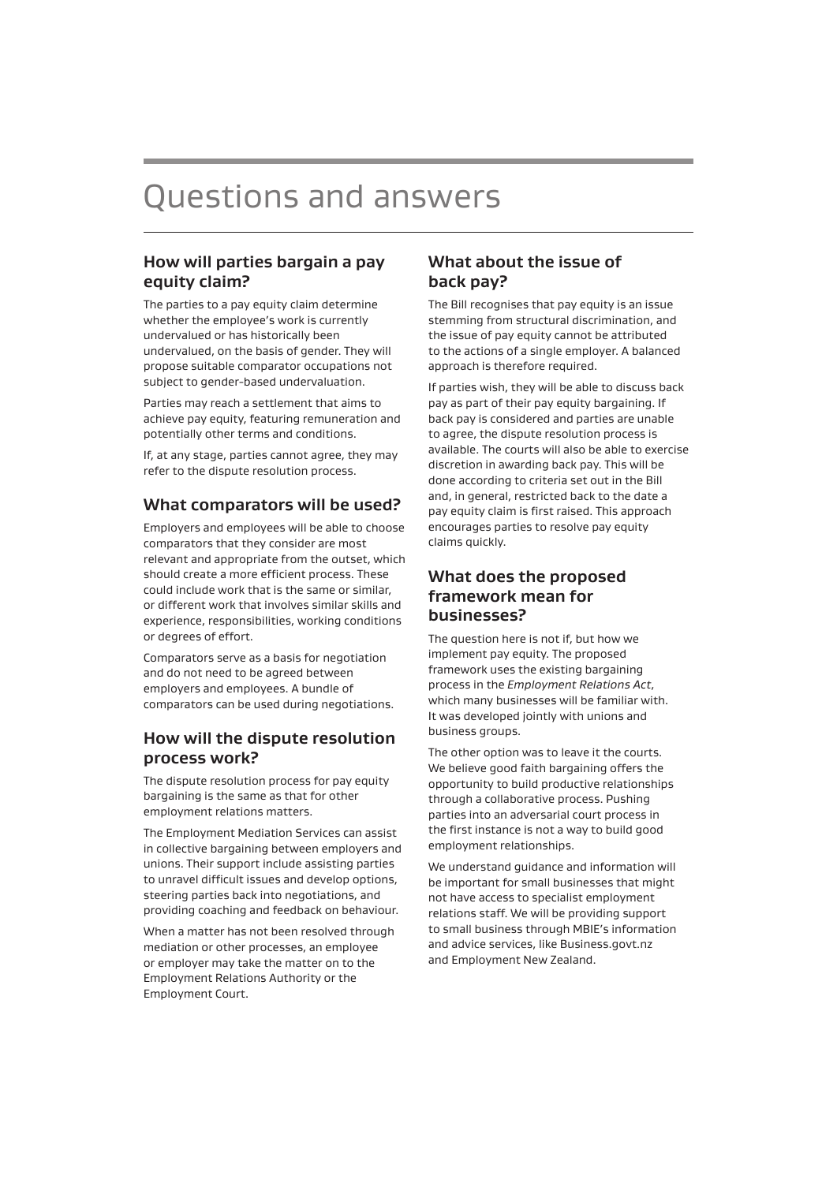# Questions and answers

## How will parties bargain a pay equity claim?

The parties to a pay equity claim determine whether the employee's work is currently undervalued or has historically been undervalued, on the basis of gender. They will propose suitable comparator occupations not subject to gender-based undervaluation.

Parties may reach a settlement that aims to achieve pay equity, featuring remuneration and potentially other terms and conditions.

If, at any stage, parties cannot agree, they may refer to the dispute resolution process.

## What comparators will be used?

Employers and employees will be able to choose comparators that they consider are most relevant and appropriate from the outset, which should create a more efficient process. These could include work that is the same or similar, or different work that involves similar skills and experience, responsibilities, working conditions or degrees of effort.

Comparators serve as a basis for negotiation and do not need to be agreed between employers and employees. A bundle of comparators can be used during negotiations.

## How will the dispute resolution process work?

The dispute resolution process for pay equity bargaining is the same as that for other employment relations matters.

The Employment Mediation Services can assist in collective bargaining between employers and unions. Their support include assisting parties to unravel difficult issues and develop options, steering parties back into negotiations, and providing coaching and feedback on behaviour.

When a matter has not been resolved through mediation or other processes, an employee or employer may take the matter on to the Employment Relations Authority or the Employment Court.

## What about the issue of back pay?

The Bill recognises that pay equity is an issue stemming from structural discrimination, and the issue of pay equity cannot be attributed to the actions of a single employer. A balanced approach is therefore required.

If parties wish, they will be able to discuss back pay as part of their pay equity bargaining. If back pay is considered and parties are unable to agree, the dispute resolution process is available. The courts will also be able to exercise discretion in awarding back pay. This will be done according to criteria set out in the Bill and, in general, restricted back to the date a pay equity claim is first raised. This approach encourages parties to resolve pay equity claims quickly.

## What does the proposed framework mean for businesses?

The question here is not if, but how we implement pay equity. The proposed framework uses the existing bargaining process in the *Employment Relations Act*, which many businesses will be familiar with. It was developed jointly with unions and business groups.

The other option was to leave it the courts. We believe good faith bargaining offers the opportunity to build productive relationships through a collaborative process. Pushing parties into an adversarial court process in the first instance is not a way to build good employment relationships.

We understand guidance and information will be important for small businesses that might not have access to specialist employment relations staff. We will be providing support to small business through MBIE's information and advice services, like Business.govt.nz and Employment New Zealand.